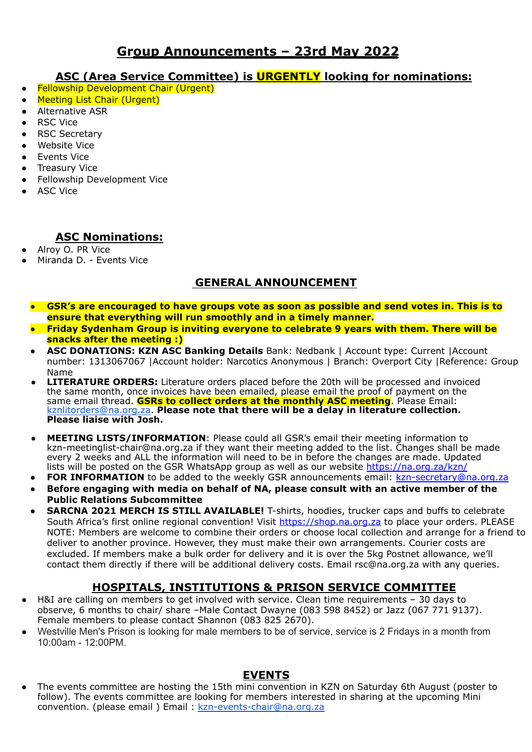# Group Announcements – 23rd May 2022

## ASC (Area Service Committee) is URGENTLY looking for nominations:

- Fellowship Development Chair (Urgent)
- Meeting List Chair (Urgent)
- Alternative ASR
- RSC Vice
- RSC Secretary
- Website Vice
- Events Vice
- Treasury Vice
- Fellowship Development Vice
- ASC Vice

## ASC Nominations:

- Alroy O. PR Vice
- Miranda D. - Events Vice

## GENERAL ANNOUNCEMENT

- **GSR's are encouraged to have groups vote as soon as possible and send votes in. This is to ensure that everything will run smoothly and in a timely manner.**
- **Friday Sydenham Group is inviting everyone to celebrate 9 years with them. There will be snacks after the meeting :)**
- **ASC DONATIONS: KZN ASC Banking Details** Bank: Nedbank | Account type: Current |Account number: 1313067067 |Account holder: Narcotics Anonymous | Branch: Overport City |Reference: Group Name
- **LITERATURE ORDERS:** Literature orders placed before the 20th will be processed and invoiced the same month, once invoices have been emailed, please email the proof of payment on the same email thread. **GSRs to collect orders at the monthly ASC meeting**. Please Email: kznlitorders@na.org.za. **Please note that there will be a delay in literature collection. Please liaise with Josh.**
- **MEETING LISTS/INFORMATION**: Please could all GSR's email their meeting information to kzn-meetinglist-chair@na.org.za if they want their meeting added to the list. Changes shall be made every 2 weeks and ALL the information will need to be in before the changes are made. Updated lists will be posted on the GSR WhatsApp group as well as our website https://na.org.za/kzn/
- **FOR INFORMATION** to be added to the weekly GSR announcements email: kzn-secretary@na.org.za
- **Before engaging with media on behalf of NA, please consult with an active member of the Public Relations Subcommittee**
- **SARCNA 2021 MERCH IS STILL AVAILABLE!** T-shirts, hoodies, trucker caps and buffs to celebrate South Africa's first online regional convention! Visit https://shop.na.org.za to place your orders. PLEASE NOTE: Members are welcome to combine their orders or choose local collection and arrange for a friend to deliver to another province. However, they must make their own arrangements. Courier costs are excluded. If members make a bulk order for delivery and it is over the 5kg Postnet allowance, we'll contact them directly if there will be additional delivery costs. Email rsc@na.org.za with any queries.

## HOSPITALS, INSTITUTIONS & PRISON SERVICE COMMITTEE

- H&I are calling on members to get involved with service. Clean time requirements – 30 days to observe, 6 months to chair/ share –Male Contact Dwayne (083 598 8452) or Jazz (067 771 9137). Female members to please contact Shannon (083 825 2670).
- Westville Men's Prison is looking for male members to be of service, service is 2 Fridays in a month from 10:00am - 12:00PM.

## EVENTS

- The events committee are hosting the 15th mini convention in KZN on Saturday 6th August (poster to follow). The events committee are looking for members interested in sharing at the upcoming Mini convention. (please email ) Email : kzn-events-chair@na.org.za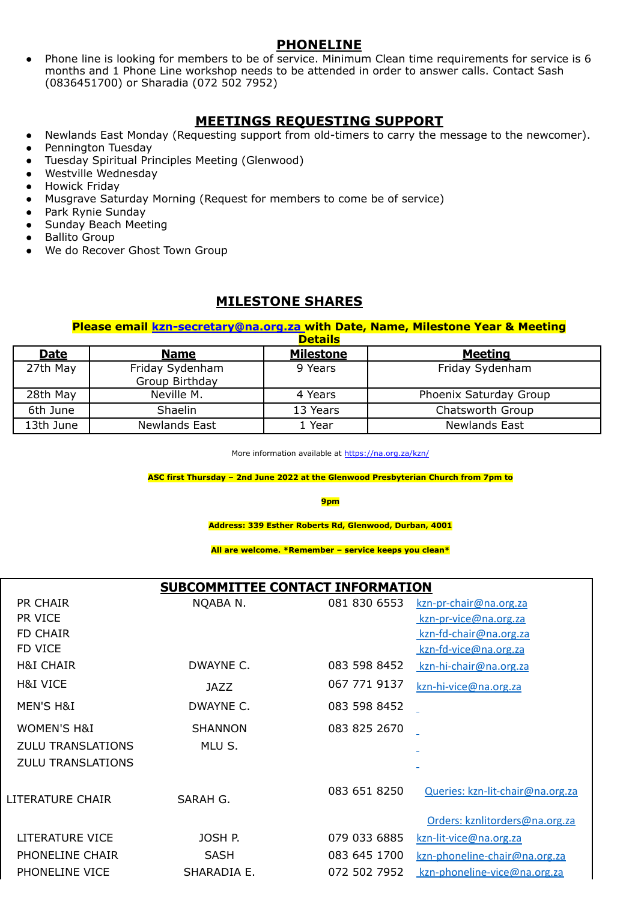## PHONELINE

- Phone line is looking for members to be of service. Minimum Clean time requirements for service is 6 months and 1 Phone Line workshop needs to be attended in order to answer calls. Contact Sash (0836451700) or Sharadia (072 502 7952)

## MEETINGS REQUESTING SUPPORT

- Newlands East Monday (Requesting support from old-timers to carry the message to the newcomer).
- Pennington Tuesday
- Tuesday Spiritual Principles Meeting (Glenwood)
- Westville Wednesday
- Howick Friday
- Musgrave Saturday Morning (Request for members to come be of service)
- Park Rynie Sunday
- Sunday Beach Meeting
- Ballito Group
- We do Recover Ghost Town Group

## MILESTONE SHARES

**Please email kzn-secretary@na.org.za with Date, Name, Milestone Year & Meeting Details**

| Date | Name | Milestone | Meeting |
|---|---|---|---|
| 27th May | Friday Sydenham Group Birthday | 9 Years | Friday Sydenham |
| 28th May | Neville M. | 4 Years | Phoenix Saturday Group |
| 6th June | Shaelin | 13 Years | Chatsworth Group |
| 13th June | Newlands East | 1 Year | Newlands East |

More information available at https://na.org.za/kzn/

**ASC first Thursday – 2nd June 2022 at the Glenwood Presbyterian Church from 7pm to 9pm**

**Address: 339 Esther Roberts Rd, Glenwood, Durban, 4001**

**All are welcome. *Remember – service keeps you clean***

## SUBCOMMITTEE CONTACT INFORMATION

| | | | |
|---|---|---|---|
| PR CHAIR | NQABA N. | 081 830 6553 | kzn-pr-chair@na.org.za |
| PR VICE | | | kzn-pr-vice@na.org.za |
| FD CHAIR | | | kzn-fd-chair@na.org.za |
| FD VICE | | | kzn-fd-vice@na.org.za |
| H&I CHAIR | DWAYNE C. | 083 598 8452 | kzn-hi-chair@na.org.za |
| H&I VICE | JAZZ | 067 771 9137 | kzn-hi-vice@na.org.za |
| MEN'S H&I | DWAYNE C. | 083 598 8452 | |
| WOMEN'S H&I | SHANNON | 083 825 2670 | |
| ZULU TRANSLATIONS | MLU S. | | |
| ZULU TRANSLATIONS | | | |
| LITERATURE CHAIR | SARAH G. | 083 651 8250 | Queries: kzn-lit-chair@na.org.za<br>Orders: kznlitorders@na.org.za |
| LITERATURE VICE | JOSH P. | 079 033 6885 | kzn-lit-vice@na.org.za |
| PHONELINE CHAIR | SASH | 083 645 1700 | kzn-phoneline-chair@na.org.za |
| PHONELINE VICE | SHARADIA E. | 072 502 7952 | kzn-phoneline-vice@na.org.za |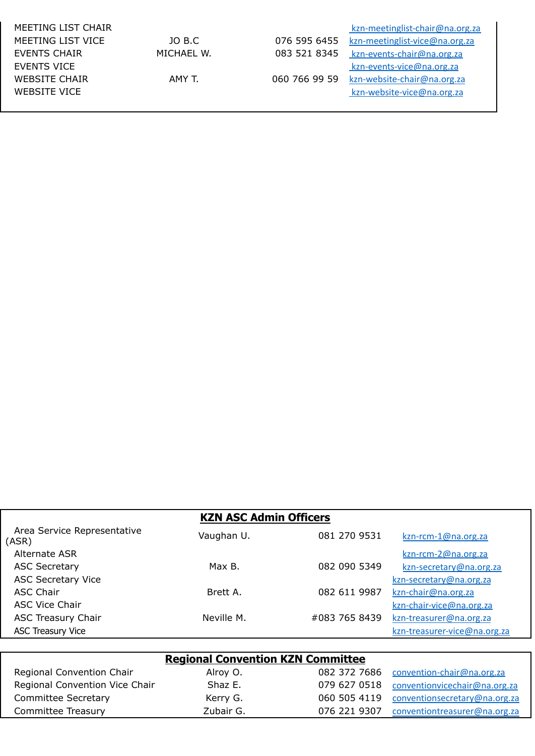| | | | |
|---|---|---|---|
| MEETING LIST CHAIR | | | kzn-meetinglist-chair@na.org.za |
| MEETING LIST VICE | JO B.C | 076 595 6455 | kzn-meetinglist-vice@na.org.za |
| EVENTS CHAIR | MICHAEL W. | 083 521 8345 | kzn-events-chair@na.org.za |
| EVENTS VICE | | | kzn-events-vice@na.org.za |
| WEBSITE CHAIR | AMY T. | 060 766 99 59 | kzn-website-chair@na.org.za |
| WEBSITE VICE | | | kzn-website-vice@na.org.za |

## KZN ASC Admin Officers

| | | | |
|---|---|---|---|
| Area Service Representative (ASR) | Vaughan U. | 081 270 9531 | kzn-rcm-1@na.org.za |
| Alternate ASR | | | kzn-rcm-2@na.org.za |
| ASC Secretary | Max B. | 082 090 5349 | kzn-secretary@na.org.za |
| ASC Secretary Vice | | | kzn-secretary@na.org.za |
| ASC Chair | Brett A. | 082 611 9987 | kzn-chair@na.org.za |
| ASC Vice Chair | | | kzn-chair-vice@na.org.za |
| ASC Treasury Chair | Neville M. | #083 765 8439 | kzn-treasurer@na.org.za |
| ASC Treasury Vice | | | kzn-treasurer-vice@na.org.za |

## Regional Convention KZN Committee

| | | | |
|---|---|---|---|
| Regional Convention Chair | Alroy O. | 082 372 7686 | convention-chair@na.org.za |
| Regional Convention Vice Chair | Shaz E. | 079 627 0518 | conventionvicechair@na.org.za |
| Committee Secretary | Kerry G. | 060 505 4119 | conventionsecretary@na.org.za |
| Committee Treasury | Zubair G. | 076 221 9307 | conventiontreasurer@na.org.za |